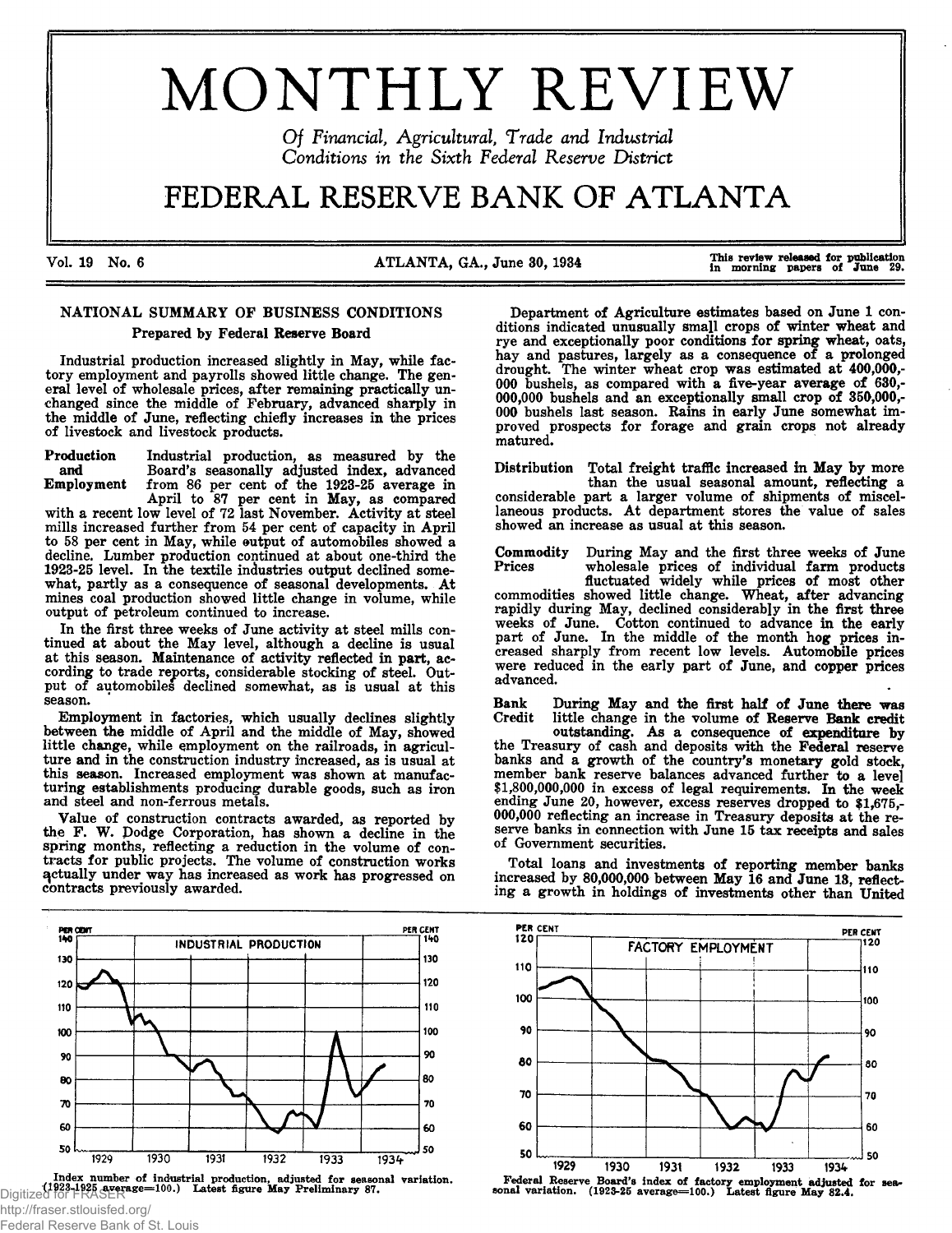# MONTHLY REVIEW

*Of Financial, Agricultural, Trade and Industrial Conditions in the Sixth Federal Reserve District*

# FEDERAL RESERVE BANK OF ATLANTA

Vol. 19 No. 6 — ATLANTA, GA., June 30, 1934 — This review released for publication in morning papers of June 29.

## NATIONAL SUMMARY OF BUSINESS CONDITIONS

### Prepared by Federal Reserve Board

Industrial production increased slightly in May, while factory employment and payrolls showed little change. The general level of wholesale prices, after remaining practically unchanged since the middle of February, advanced sharply in the middle of June, reflecting chiefly increases in the prices of livestock and livestock products.

**Production and Employment** Industrial production, as measured by the Board's seasonally adjusted index, advanced from 86 per cent of the 1923-25 average in April to 87 per cent in May, as compared with a recent low level of 72 last November. Activity at steel mills increased further from 54 per cent of capacity in April to 58 per cent in May, while output of automobiles showed a decline. Lumber production continued at about one-third the 1923-25 level. In the textile industries output declined somewhat, partly as a consequence of seasonal developments. At mines coal production showed little change in volume, while output of petroleum continued to increase.

In the first three weeks of June activity at steel mills continued at about the May level, although a decline is usual at this season. Maintenance of activity reflected in part, according to trade reports, considerable stocking of steel. Output of automobiles declined somewhat, as is usual at this season.

Employment in factories, which usually declines slightly between the middle of April and the middle of May, showed little change, while employment on the railroads, in agriculture and in the construction industry increased, as is usual at this season. Increased employment was shown at manufacturing establishments producing durable goods, such as iron and steel and non-ferrous metals.

Value of construction contracts awarded, as reported by the F. W. Dodge Corporation, has shown a decline in the spring months, reflecting a reduction in the volume of contracts for public projects. The volume of construction works actually under way has increased as work has progressed on contracts previously awarded.

Department of Agriculture estimates based on June 1 conditions indicated unusually small crops of winter wheat and rye and exceptionally poor conditions for spring wheat, oats, hay and pastures, largely as a consequence of a prolonged drought. The winter wheat crop was estimated at 400,000,000 bushels, as compared with a five-year average of 630,000,000 bushels and an exceptionally small crop of 350,000,000 bushels last season. Rains in early June somewhat improved prospects for forage and grain crops not already matured.

**Distribution** Total freight traffic increased in May by more than the usual seasonal amount, reflecting a considerable part a larger volume of shipments of miscellaneous products. At department stores the value of sales showed an increase as usual at this season.

**Commodity Prices** During May and the first three weeks of June wholesale prices of individual farm products fluctuated widely while prices of most other commodities showed little change. Wheat, after advancing rapidly during May, declined considerably in the first three weeks of June. Cotton continued to advance in the early part of June. In the middle of the month hog prices increased sharply from recent low levels. Automobile prices were reduced in the early part of June, and copper prices advanced.

**Bank Credit** During May and the first half of June there was little change in the volume of Reserve Bank credit outstanding. As a consequence of expenditure by the Treasury of cash and deposits with the Federal reserve banks and a growth of the country's monetary gold stock, member bank reserve balances advanced further to a level $1,800,000,000 in excess of legal requirements. In the week ending June 20, however, excess reserves dropped to $1,675,000,000 reflecting an increase in Treasury deposits at the reserve banks in connection with June 15 tax receipts and sales of Government securities.

Total loans and investments of reporting member banks increased by 80,000,000 between May 16 and June 13, reflecting a growth in holdings of investments other than United

Index number of industrial production, adjusted for seasonal variation. (1923-1925 average=100.) Latest figure May Preliminary 87.

Federal Reserve Board's index of factory employment adjusted for seasonal variation. (1923-25 average=100.) Latest figure May 82.4.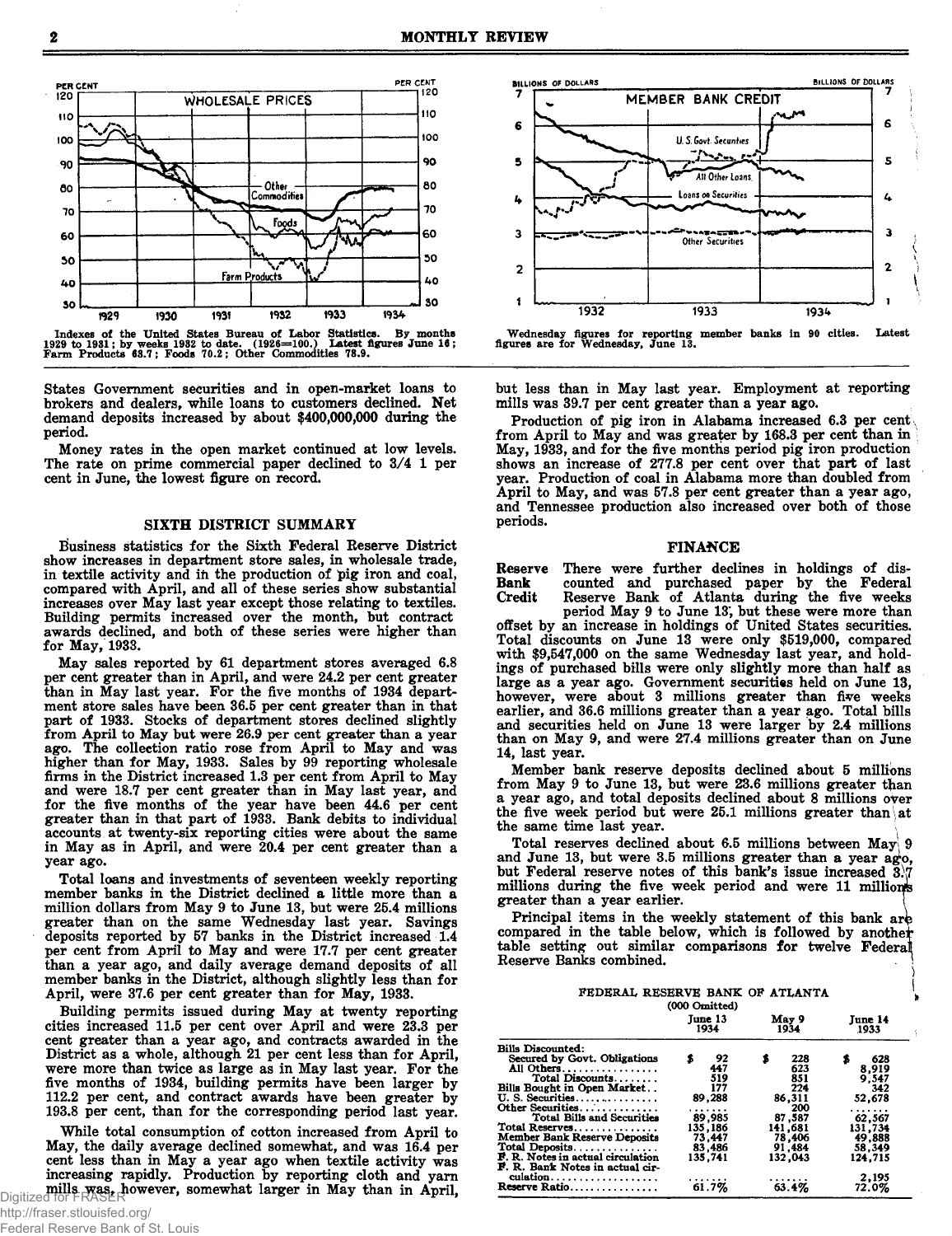Indexes of the United States Bureau of Labor Statistics. By months 1929 to 1931; by weeks 1932 to date. (1926=100.) Latest figures June 16; Farm Products 63.7; Foods 70.2; Other Commodities 78.9.

Wednesday figures for reporting member banks in 90 cities. Latest figures are for Wednesday, June 13.

States Government securities and in open-market loans to brokers and dealers, while loans to customers declined. Net demand deposits increased by about $400,000,000 during the period.

Money rates in the open market continued at low levels. The rate on prime commercial paper declined to 3/4 1 per cent in June, the lowest figure on record.

## SIXTH DISTRICT SUMMARY

Business statistics for the Sixth Federal Reserve District show increases in department store sales, in wholesale trade, in textile activity and in the production of pig iron and coal, compared with April, and all of these series show substantial increases over May last year except those relating to textiles. Building permits increased over the month, but contract awards declined, and both of these series were higher than for May, 1933.

May sales reported by 61 department stores averaged 6.8 per cent greater than in April, and were 24.2 per cent greater than in May last year. For the five months of 1934 department store sales have been 36.5 per cent greater than in that part of 1933. Stocks of department stores declined slightly from April to May but were 26.9 per cent greater than a year ago. The collection ratio rose from April to May and was higher than for May, 1933. Sales by 99 reporting wholesale firms in the District increased 1.3 per cent from April to May and were 18.7 per cent greater than in May last year, and for the five months of the year have been 44.6 per cent greater than in that part of 1933. Bank debits to individual accounts at twenty-six reporting cities were about the same in May as in April, and were 20.4 per cent greater than a year ago.

Total loans and investments of seventeen weekly reporting member banks in the District declined a little more than a million dollars from May 9 to June 13, but were 25.4 millions greater than on the same Wednesday last year. Savings deposits reported by 57 banks in the District increased 1.4 per cent from April to May and were 17.7 per cent greater than a year ago, and daily average demand deposits of all member banks in the District, although slightly less than for April, were 37.6 per cent greater than for May, 1933.

Building permits issued during May at twenty reporting cities increased 11.5 per cent over April and were 23.3 per cent greater than a year ago, and contracts awarded in the District as a whole, although 21 per cent less than for April, were more than twice as large as in May last year. For the five months of 1934, building permits have been larger by 112.2 per cent, and contract awards have been greater by 193.8 per cent, than for the corresponding period last year.

While total consumption of cotton increased from April to May, the daily average declined somewhat, and was 16.4 per cent less than in May a year ago when textile activity was increasing rapidly. Production by reporting cloth and yarn mills was, however, somewhat larger in May than in April, but less than in May last year. Employment at reporting mills was 39.7 per cent greater than a year ago.

Production of pig iron in Alabama increased 6.3 per cent from April to May and was greater by 168.3 per cent than in May, 1933, and for the five months period pig iron production shows an increase of 277.8 per cent over that part of last year. Production of coal in Alabama more than doubled from April to May, and was 57.8 per cent greater than a year ago, and Tennessee production also increased over both of those periods.

## FINANCE

**Reserve Bank Credit** There were further declines in holdings of discounted and purchased paper by the Federal Reserve Bank of Atlanta during the five weeks period May 9 to June 13, but these were more than offset by an increase in holdings of United States securities. Total discounts on June 13 were only $519,000, compared with $9,547,000 on the same Wednesday last year, and holdings of purchased bills were only slightly more than half as large as a year ago. Government securities held on June 13, however, were about 3 millions greater than five weeks earlier, and 36.6 millions greater than a year ago. Total bills and securities held on June 13 were larger by 2.4 millions than on May 9, and were 27.4 millions greater than on June 14, last year.

Member bank reserve deposits declined about 5 millions from May 9 to June 13, but were 23.6 millions greater than a year ago, and total deposits declined about 8 millions over the five week period but were 25.1 millions greater than at the same time last year.

Total reserves declined about 6.5 millions between May 9 and June 13, but were 3.5 millions greater than a year ago, but Federal reserve notes of this bank's issue increased 3.7 millions during the five week period and were 11 millions greater than a year earlier.

Principal items in the weekly statement of this bank are compared in the table below, which is followed by another table setting out similar comparisons for twelve Federal Reserve Banks combined.

FEDERAL RESERVE BANK OF ATLANTA
(000 Omitted)

| | June 13 1934 | May 9 1934 | June 14 1933 |
|---|---|---|---|
| Bills Discounted: | | | |
| Secured by Govt. Obligations | $ 92 | $ 228 | $ 628 |
| All Others | 447 | 623 | 8,919 |
| Total Discounts | 519 | 851 | 9,547 |
| Bills Bought in Open Market | 177 | 224 | 342 |
| U. S. Securities | 89,288 | 86,311 | 52,678 |
| Other Securities | ....... | 200 | ....... |
| Total Bills and Securities | 89,985 | 87,587 | 62,567 |
| Total Reserves | 135,186 | 141,681 | 131,734 |
| Member Bank Reserve Deposits | 73,447 | 78,406 | 49,888 |
| Total Deposits | 83,486 | 91,484 | 58,349 |
| F. R. Notes in actual circulation | 135,741 | 132,043 | 124,715 |
| F. R. Bank Notes in actual circulation | ....... | ....... | 2,195 |
| Reserve Ratio | 61.7% | 63.4% | 72.0% |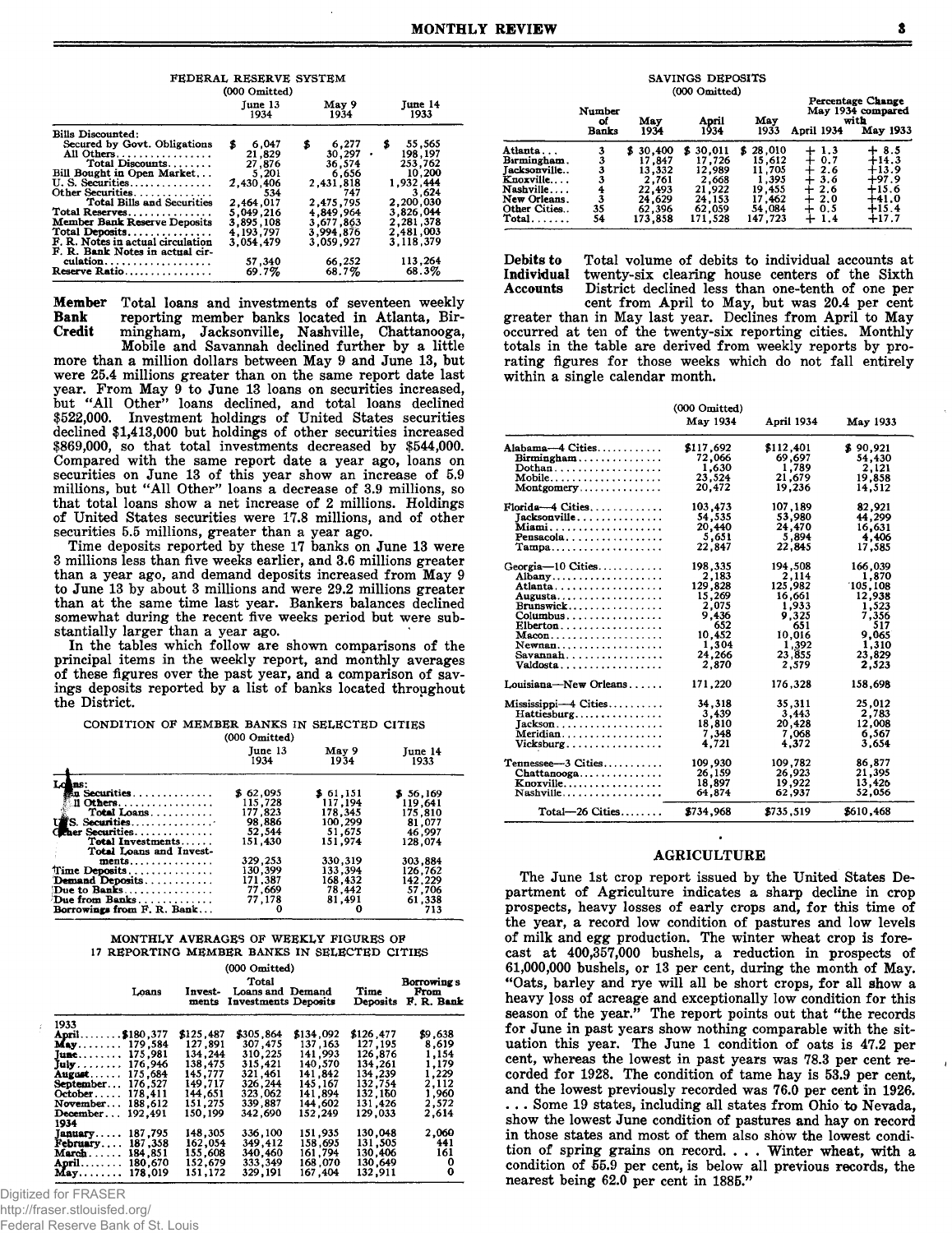FEDERAL RESERVE SYSTEM
(000 Omitted)

| | June 13 1934 | May 9 1934 | June 14 1933 |
|---|---|---|---|
| Bills Discounted: | | | |
| Secured by Govt. Obligations | $ 6,047 | $ 6,277 | $ 55,565 |
| All Others | 21,829 | 30,297 | 198,197 |
| Total Discounts | 27,876 | 36,574 | 253,762 |
| Bill Bought in Open Market | 5,201 | 6,656 | 10,200 |
| U. S. Securities | 2,430,406 | 2,431,818 | 1,932,444 |
| Other Securities | 534 | 747 | 3,624 |
| Total Bills and Securities | 2,464,017 | 2,475,795 | 2,200,030 |
| Total Reserves | 5,049,216 | 4,849,964 | 3,826,044 |
| Member Bank Reserve Deposits | 3,895,108 | 3,677,863 | 2,281,378 |
| Total Deposits | 4,193,797 | 3,994,876 | 2,481,003 |
| F. R. Notes in actual circulation | 3,054,479 | 3,059,927 | 3,118,379 |
| F. R. Bank Notes in actual circulation | 57,340 | 66,252 | 113,264 |
| Reserve Ratio | 69.7% | 68.7% | 68.3% |

**Member Bank Credit** Total loans and investments of seventeen weekly reporting member banks located in Atlanta, Birmingham, Jacksonville, Nashville, Chattanooga, Mobile and Savannah declined further by a little more than a million dollars between May 9 and June 13, but were 25.4 millions greater than on the same report date last year. From May 9 to June 13 loans on securities increased, but "All Other" loans declined, and total loans declined $522,000. Investment holdings of United States securities declined $1,413,000 but holdings of other securities increased $869,000, so that total investments decreased by $544,000. Compared with the same report date a year ago, loans on securities on June 13 of this year show an increase of 5.9 millions, but "All Other" loans a decrease of 3.9 millions, so that total loans show a net increase of 2 millions. Holdings of United States securities were 17.8 millions, and of other securities 5.5 millions, greater than a year ago.

Time deposits reported by these 17 banks on June 13 were 3 millions less than five weeks earlier, and 3.6 millions greater than a year ago, and demand deposits increased from May 9 to June 13 by about 3 millions and were 29.2 millions greater than at the same time last year. Bankers balances declined somewhat during the recent five weeks period but were substantially larger than a year ago.

In the tables which follow are shown comparisons of the principal items in the weekly report, and monthly averages of these figures over the past year, and a comparison of savings deposits reported by a list of banks located throughout the District.

CONDITION OF MEMBER BANKS IN SELECTED CITIES
(000 Omitted)

| | June 13 1934 | May 9 1934 | June 14 1933 |
|---|---|---|---|
| Loans: | | | |
| On Securities | $ 62,095 | $ 61,151 | $ 56,169 |
| All Others | 115,728 | 117,194 | 119,641 |
| Total Loans | 177,823 | 178,345 | 175,810 |
| U. S. Securities | 98,886 | 100,299 | 81,077 |
| Other Securities | 52,544 | 51,675 | 46,997 |
| Total Investments | 151,430 | 151,974 | 128,074 |
| Total Loans and Investments | 329,253 | 330,319 | 303,884 |
| Time Deposits | 130,399 | 133,394 | 126,762 |
| Demand Deposits | 171,387 | 168,432 | 142,229 |
| Due to Banks | 77,669 | 78,442 | 57,706 |
| Due from Banks | 77,178 | 81,491 | 61,338 |
| Borrowings from F. R. Bank | 0 | 0 | 713 |

MONTHLY AVERAGES OF WEEKLY FIGURES OF 17 REPORTING MEMBER BANKS IN SELECTED CITIES
(000 Omitted)

| | Loans | Investments | Total Loans and Investments | Demand Deposits | Time Deposits | Borrowings From F. R. Bank |
|---|---|---|---|---|---|---|
| 1933 | | | | | | |
| April | $180,377 | $125,487 | $305,864 | $134,092 | $126,477 | $9,638 |
| May | 179,584 | 127,891 | 307,475 | 137,163 | 127,195 | 8,619 |
| June | 175,981 | 134,244 | 310,225 | 141,993 | 126,876 | 1,154 |
| July | 176,946 | 138,475 | 315,421 | 140,570 | 134,261 | 1,179 |
| August | 175,684 | 145,777 | 321,461 | 141,842 | 134,239 | 1,229 |
| September | 176,527 | 149,717 | 326,244 | 145,167 | 132,754 | 2,112 |
| October | 178,411 | 144,651 | 323,062 | 141,894 | 132,160 | 1,960 |
| November | 188,612 | 151,275 | 339,887 | 144,602 | 131,426 | 2,572 |
| December | 192,491 | 150,199 | 342,690 | 152,249 | 129,033 | 2,614 |
| 1934 | | | | | | |
| January | 187,795 | 148,305 | 336,100 | 151,935 | 130,048 | 2,060 |
| February | 187,358 | 162,054 | 349,412 | 158,695 | 131,505 | 441 |
| March | 184,851 | 155,608 | 340,460 | 161,794 | 130,406 | 161 |
| April | 180,670 | 152,679 | 333,349 | 168,070 | 130,649 | 0 |
| May | 178,019 | 151,172 | 329,191 | 167,404 | 132,911 | 0 |

SAVINGS DEPOSITS
(000 Omitted)

| | Number of Banks | May 1934 | April 1934 | May 1933 | Percentage Change May 1934 compared with April 1934 | May 1933 |
|---|---|---|---|---|---|---|
| Atlanta | 3 | $ 30,400 | $ 30,011 | $ 28,010 | + 1.3 | + 8.5 |
| Birmingham | 3 | 17,847 | 17,726 | 15,612 | + 0.7 | +14.3 |
| Jacksonville | 3 | 13,332 | 12,989 | 11,705 | + 2.6 | +13.9 |
| Knoxville | 3 | 2,761 | 2,668 | 1,395 | + 3.6 | +97.9 |
| Nashville | 4 | 22,493 | 21,922 | 19,455 | + 2.6 | +15.6 |
| New Orleans | 3 | 24,629 | 24,153 | 17,462 | + 2.0 | +41.0 |
| Other Cities | 35 | 62,396 | 62,059 | 54,084 | + 0.5 | +15.4 |
| Total | 54 | 173,858 | 171,528 | 147,723 | + 1.4 | +17.7 |

**Debits to Individual Accounts** Total volume of debits to individual accounts at twenty-six clearing house centers of the Sixth District declined less than one-tenth of one per cent from April to May, but was 20.4 per cent greater than in May last year. Declines from April to May occurred at ten of the twenty-six reporting cities. Monthly totals in the table are derived from weekly reports by prorating figures for those weeks which do not fall entirely within a single calendar month.

(000 Omitted)

| | May 1934 | April 1934 | May 1933 |
|---|---|---|---|
| Alabama—4 Cities | $117,692 | $112,401 | $ 90,921 |
| Birmingham | 72,066 | 69,697 | 54,430 |
| Dothan | 1,630 | 1,789 | 2,121 |
| Mobile | 23,524 | 21,679 | 19,858 |
| Montgomery | 20,472 | 19,236 | 14,512 |
| Florida—4 Cities | 103,473 | 107,189 | 82,921 |
| Jacksonville | 54,535 | 53,980 | 44,299 |
| Miami | 20,440 | 24,470 | 16,631 |
| Pensacola | 5,651 | 5,894 | 4,406 |
| Tampa | 22,847 | 22,845 | 17,585 |
| Georgia—10 Cities | 198,335 | 194,508 | 166,039 |
| Albany | 2,183 | 2,114 | 1,870 |
| Atlanta | 129,828 | 125,982 | 105,108 |
| Augusta | 15,269 | 16,661 | 12,938 |
| Brunswick | 2,075 | 1,933 | 1,523 |
| Columbus | 9,436 | 9,325 | 7,356 |
| Elberton | 652 | 651 | 517 |
| Macon | 10,452 | 10,016 | 9,065 |
| Newnan | 1,304 | 1,392 | 1,310 |
| Savannah | 24,266 | 23,855 | 23,829 |
| Valdosta | 2,870 | 2,579 | 2,523 |
| Louisiana—New Orleans | 171,220 | 176,328 | 158,698 |
| Mississippi—4 Cities | 34,318 | 35,311 | 25,012 |
| Hattiesburg | 3,439 | 3,443 | 2,783 |
| Jackson | 18,810 | 20,428 | 12,008 |
| Meridian | 7,348 | 7,068 | 6,567 |
| Vicksburg | 4,721 | 4,372 | 3,654 |
| Tennessee—3 Cities | 109,930 | 109,782 | 86,877 |
| Chattanooga | 26,159 | 26,923 | 21,395 |
| Knoxville | 18,897 | 19,922 | 13,426 |
| Nashville | 64,874 | 62,937 | 52,056 |
| Total—26 Cities | $734,968 | $735,519 | $610,468 |

## AGRICULTURE

The June 1st crop report issued by the United States Department of Agriculture indicates a sharp decline in crop prospects, heavy losses of early crops and, for this time of the year, a record low condition of pastures and low levels of milk and egg production. The winter wheat crop is forecast at 400,357,000 bushels, a reduction in prospects of 61,000,000 bushels, or 13 per cent, during the month of May. "Oats, barley and rye will all be short crops, for all show a heavy loss of acreage and exceptionally low condition for this season of the year." The report points out that "the records for June in past years show nothing comparable with the situation this year. The June 1 condition of oats is 47.2 per cent, whereas the lowest in past years was 78.3 per cent recorded for 1928. The condition of tame hay is 53.9 per cent, and the lowest previously recorded was 76.0 per cent in 1926. ... Some 19 states, including all states from Ohio to Nevada, show the lowest June condition of pastures and hay on record in those states and most of them also show the lowest condition of spring grains on record. ... Winter wheat, with a condition of 55.9 per cent, is below all previous records, the nearest being 62.0 per cent in 1885."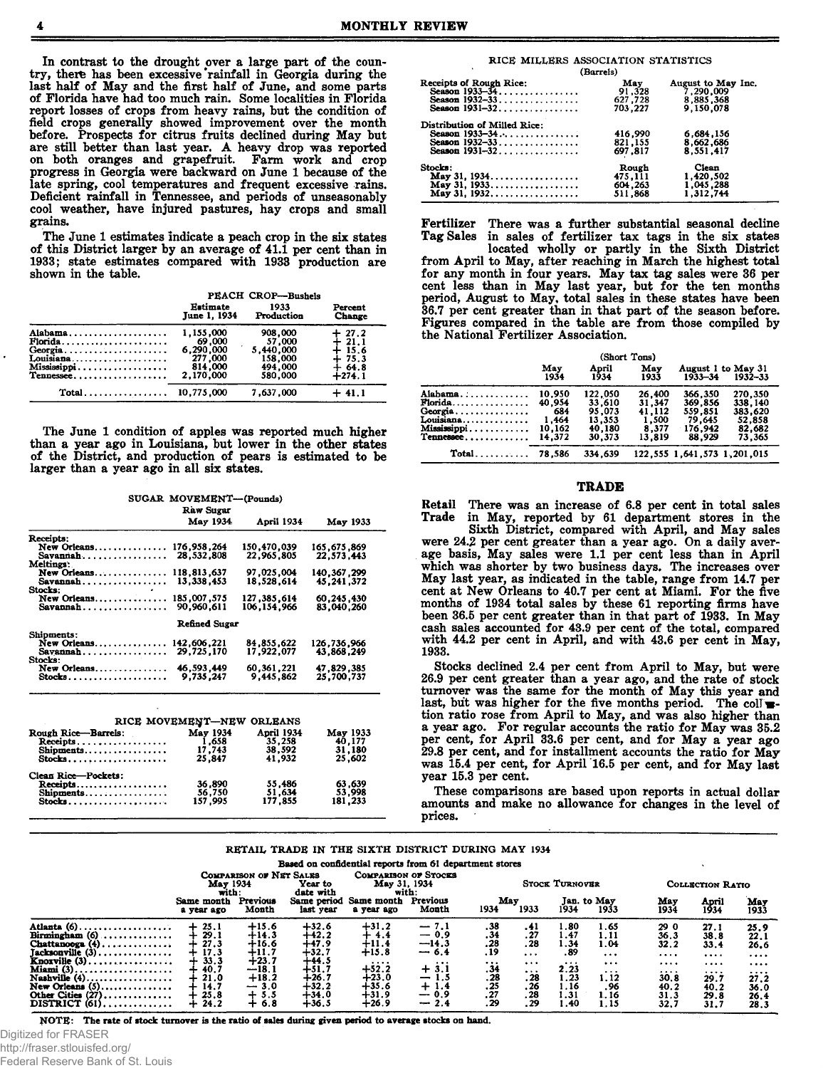In contrast to the drought over a large part of the country, there has been excessive rainfall in Georgia during the last half of May and the first half of June, and some parts of Florida have had too much rain. Some localities in Florida report losses of crops from heavy rains, but the condition of field crops generally showed improvement over the month before. Prospects for citrus fruits declined during May but are still better than last year. A heavy drop was reported on both oranges and grapefruit. Farm work and crop progress in Georgia were backward on June 1 because of the late spring, cool temperatures and frequent excessive rains. Deficient rainfall in Tennessee, and periods of unseasonably cool weather, have injured pastures, hay crops and small grains.

The June 1 estimates indicate a peach crop in the six states of this District larger by an average of 41.1 per cent than in 1933; state estimates compared with 1933 production are shown in the table.

PEACH CROP—Bushels

| | Estimate June 1, 1934 | 1933 Production | Percent Change |
|---|---|---|---|
| Alabama | 1,155,000 | 908,000 | + 27.2 |
| Florida | 69,000 | 57,000 | + 21.1 |
| Georgia | 6,290,000 | 5,440,000 | + 15.6 |
| Louisiana | 277,000 | 158,000 | + 75.3 |
| Mississippi | 814,000 | 494,000 | + 64.8 |
| Tennessee | 2,170,000 | 580,000 | +274.1 |
| Total | 10,775,000 | 7,637,000 | + 41.1 |

The June 1 condition of apples was reported much higher than a year ago in Louisiana, but lower in the other states of the District, and production of pears is estimated to be larger than a year ago in all six states.

SUGAR MOVEMENT—(Pounds)

| | May 1934 | April 1934 | May 1933 |
|---|---|---|---|
| **Raw Sugar** | | | |
| Receipts: | | | |
| New Orleans | 176,958,264 | 150,470,039 | 165,675,869 |
| Savannah | 28,532,808 | 22,965,805 | 22,573,443 |
| Meltings: | | | |
| New Orleans | 118,813,637 | 97,025,004 | 140,367,299 |
| Savannah | 13,338,453 | 18,528,614 | 45,241,372 |
| Stocks: | | | |
| New Orleans | 185,007,575 | 127,385,614 | 60,245,430 |
| Savannah | 90,960,611 | 106,154,966 | 83,040,260 |
| **Refined Sugar** | | | |
| Shipments: | | | |
| New Orleans | 142,606,221 | 84,855,622 | 126,736,966 |
| Savannah | 29,725,170 | 17,922,077 | 43,868,249 |
| Stocks: | | | |
| New Orleans | 46,593,449 | 60,361,221 | 47,829,385 |
| Stocks | 9,735,247 | 9,445,862 | 25,700,737 |

RICE MOVEMENT—NEW ORLEANS

| | May 1934 | April 1934 | May 1933 |
|---|---|---|---|
| Rough Rice—Barrels: | | | |
| Receipts | 1,658 | 35,258 | 40,177 |
| Shipments | 17,743 | 38,592 | 31,180 |
| Stocks | 25,847 | 41,932 | 25,602 |
| Clean Rice—Pockets: | | | |
| Receipts | 36,890 | 55,486 | 63,639 |
| Shipments | 56,750 | 51,634 | 53,998 |
| Stocks | 157,995 | 177,855 | 181,233 |

RICE MILLERS ASSOCIATION STATISTICS

(Barrels)

| | May | August to May Inc. |
|---|---|---|
| Receipts of Rough Rice: | | |
| Season 1933–34 | 91,328 | 7,290,009 |
| Season 1932–33 | 627,728 | 8,885,368 |
| Season 1931–32 | 703,227 | 9,150,078 |
| Distribution of Milled Rice: | | |
| Season 1933–34 | 416,990 | 6,684,156 |
| Season 1932–33 | 821,155 | 8,662,686 |
| Season 1931–32 | 697,817 | 8,551,417 |
| Stocks: | Rough | Clean |
| May 31, 1934 | 475,111 | 1,420,502 |
| May 31, 1933 | 604,263 | 1,045,288 |
| May 31, 1932 | 511,868 | 1,312,744 |

**Fertilizer Tag Sales** There was a further substantial seasonal decline in sales of fertilizer tax tags in the six states located wholly or partly in the Sixth District from April to May, after reaching in March the highest total for any month in four years. May tax tag sales were 36 per cent less than in May last year, but for the ten months period, August to May, total sales in these states have been 36.7 per cent greater than in that part of the season before. Figures compared in the table are from those compiled by the National Fertilizer Association.

(Short Tons)

| | May 1934 | April 1934 | May 1933 | August 1 to May 31 1933–34 | August 1 to May 31 1932–33 |
|---|---|---|---|---|---|
| Alabama | 10,950 | 122,050 | 26,400 | 366,350 | 270,350 |
| Florida | 40,954 | 33,610 | 31,347 | 369,856 | 338,140 |
| Georgia | 684 | 95,073 | 41,112 | 559,851 | 383,620 |
| Louisiana | 1,464 | 13,353 | 1,500 | 79,645 | 52,858 |
| Mississippi | 10,162 | 40,180 | 8,377 | 176,942 | 82,682 |
| Tennessee | 14,372 | 30,373 | 13,819 | 88,929 | 73,365 |
| Total | 78,586 | 334,639 | 122,555 | 1,641,573 | 1,201,015 |

## TRADE

**Retail Trade** There was an increase of 6.8 per cent in total sales in May, reported by 61 department stores in the Sixth District, compared with April, and May sales were 24.2 per cent greater than a year ago. On a daily average basis, May sales were 1.1 per cent less than in April which was shorter by two business days. The increases over May last year, as indicated in the table, range from 14.7 per cent at New Orleans to 40.7 per cent at Miami. For the five months of 1934 total sales by these 61 reporting firms have been 36.5 per cent greater than in that part of 1933. In May cash sales accounted for 43.9 per cent of the total, compared with 44.2 per cent in April, and with 43.6 per cent in May, 1933.

Stocks declined 2.4 per cent from April to May, but were 26.9 per cent greater than a year ago, and the rate of stock turnover was the same for the month of May this year and last, but was higher for the five months period. The collection ratio rose from April to May, and was also higher than a year ago. For regular accounts the ratio for May was 35.2 per cent, for April 33.6 per cent, and for May a year ago 29.8 per cent, and for installment accounts the ratio for May was 15.4 per cent, for April 16.5 per cent, and for May last year 15.3 per cent.

These comparisons are based upon reports in actual dollar amounts and make no allowance for changes in the level of prices.

RETAIL TRADE IN THE SIXTH DISTRICT DURING MAY 1934

Based on confidential reports from 61 department stores

| | Comparison of Net Sales May 1934 with: Same month a year ago | Comparison of Net Sales May 1934 with: Previous Month | Year to date with Same period last year | Comparison of Stocks May 31, 1934 with: Same month a year ago | Comparison of Stocks May 31, 1934 with: Previous Month | Stock Turnover May 1934 | Stock Turnover May 1933 | Stock Turnover Jan. to May 1934 | Stock Turnover Jan. to May 1933 | Collection Ratio May 1934 | Collection Ratio April 1934 | Collection Ratio May 1933 |
|---|---|---|---|---|---|---|---|---|---|---|---|---|
| Atlanta (6) | + 25.1 | +15.6 | +32.6 | +31.2 | — 7.1 | .38 | .41 | 1.80 | 1.65 | 29.0 | 27.1 | 25.9 |
| Birmingham (6) | + 29.1 | +14.3 | +42.2 | + 4.4 | — 0.9 | .34 | .27 | 1.47 | 1.11 | 36.3 | 38.8 | 22.1 |
| Chattanooga (4) | + 27.3 | +16.6 | +47.9 | +11.4 | —14.3 | .28 | .28 | 1.34 | 1.04 | 32.2 | 33.4 | 26.6 |
| Jacksonville (3) | + 17.3 | +11.7 | +32.7 | +15.8 | — 6.4 | .19 | ... | .89 | ... | .... | .... | .... |
| Knoxville (3) | + 33.3 | +23.7 | +44.5 | .... | .... | ... | ... | ... | ... | .... | .... | .... |
| Miami (3) | + 40.7 | —18.1 | +51.7 | +52.2 | + 3.1 | .34 | ... | 2.23 | ... | .... | .... | .... |
| Nashville (4) | + 21.0 | +18.2 | +26.7 | +23.0 | — 1.5 | .28 | .28 | 1.23 | 1.12 | 30.8 | 29.7 | 27.2 |
| New Orleans (5) | + 14.7 | — 3.0 | +32.2 | +35.6 | + 1.4 | .25 | .26 | 1.16 | .96 | 40.2 | 40.2 | 36.0 |
| Other Cities (27) | + 25.8 | + 5.5 | +34.0 | +31.9 | — 0.9 | .27 | .28 | 1.31 | 1.16 | 31.3 | 29.8 | 26.4 |
| DISTRICT (61) | + 24.2 | + 6.8 | +36.5 | +26.9 | — 2.4 | .29 | .29 | 1.40 | 1.15 | 32.7 | 31.7 | 28.3 |

NOTE: The rate of stock turnover is the ratio of sales during given period to average stocks on hand.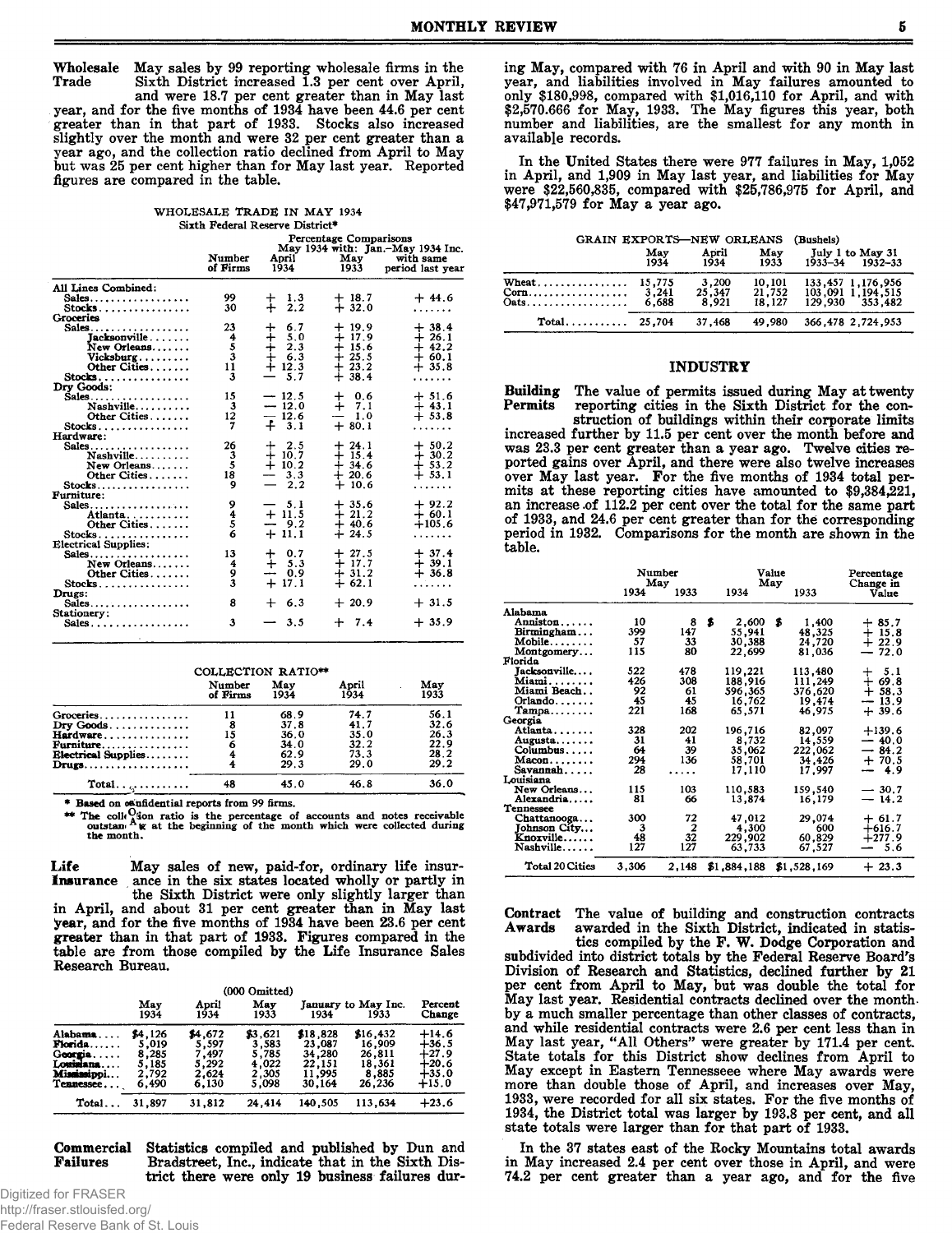**Wholesale Trade** May sales by 99 reporting wholesale firms in the Sixth District increased 1.3 per cent over April, and were 18.7 per cent greater than in May last year, and for the five months of 1934 have been 44.6 per cent greater than in that part of 1933. Stocks also increased slightly over the month and were 32 per cent greater than a year ago, and the collection ratio declined from April to May but was 25 per cent higher than for May last year. Reported figures are compared in the table.

WHOLESALE TRADE IN MAY 1934
Sixth Federal Reserve District*

| | Number of Firms | Percentage Comparisons May 1934 with: April 1934 | May 1933 | Jan.–May 1934 Inc. with same period last year |
|---|---|---|---|---|
| All Lines Combined: | | | | |
| Sales | 99 | + 1.3 | + 18.7 | + 44.6 |
| Stocks | 30 | + 2.2 | + 32.0 | ....... |
| Groceries | | | | |
| Sales | 23 | + 6.7 | + 19.9 | + 38.4 |
| Jacksonville | 4 | + 5.0 | + 17.9 | + 26.1 |
| New Orleans | 5 | + 2.3 | + 15.6 | + 42.2 |
| Vicksburg | 3 | + 6.3 | + 25.5 | + 60.1 |
| Other Cities | 11 | + 12.3 | + 23.2 | + 35.8 |
| Stocks | 3 | — 5.7 | + 38.4 | ....... |
| Dry Goods: | | | | |
| Sales | 15 | — 12.5 | + 0.6 | + 51.6 |
| Nashville | 3 | — 12.0 | + 7.1 | + 43.1 |
| Other Cities | 12 | — 12.6 | — 1.0 | + 53.8 |
| Stocks | 7 | + 3.1 | + 80.1 | ....... |
| Hardware: | | | | |
| Sales | 26 | + 2.5 | + 24.1 | + 50.2 |
| Nashville | 3 | + 10.7 | + 15.4 | + 30.2 |
| New Orleans | 5 | + 10.2 | + 34.6 | + 53.2 |
| Other Cities | 18 | — 3.3 | + 20.6 | + 53.1 |
| Stocks | 9 | — 2.2 | + 10.6 | ....... |
| Furniture: | | | | |
| Sales | 9 | — 5.1 | + 35.6 | + 92.2 |
| Atlanta | 4 | + 11.5 | + 21.2 | + 60.1 |
| Other Cities | 5 | — 9.2 | + 40.6 | +105.6 |
| Stocks | 6 | + 11.1 | + 24.5 | ....... |
| Electrical Supplies: | | | | |
| Sales | 13 | + 0.7 | + 27.5 | + 37.4 |
| New Orleans | 4 | + 5.3 | + 17.7 | + 39.1 |
| Other Cities | 9 | — 0.9 | + 31.2 | + 36.8 |
| Stocks | 3 | + 17.1 | + 62.1 | ....... |
| Drugs: | | | | |
| Sales | 8 | + 6.3 | + 20.9 | + 31.5 |
| Stationery: | | | | |
| Sales | 3 | — 3.5 | + 7.4 | + 35.9 |

COLLECTION RATIO**

| | Number of Firms | May 1934 | April 1934 | May 1933 |
|---|---|---|---|---|
| Groceries | 11 | 68.9 | 74.7 | 56.1 |
| Dry Goods | 8 | 37.8 | 41.7 | 32.6 |
| Hardware | 15 | 36.0 | 35.0 | 26.3 |
| Furniture | 6 | 34.0 | 32.2 | 22.9 |
| Electrical Supplies | 4 | 62.9 | 73.3 | 28.2 |
| Drugs | 4 | 29.3 | 29.0 | 29.2 |
| Total | 48 | 45.0 | 46.8 | 36.0 |

\* Based on confidential reports from 99 firms.

\** The collection ratio is the percentage of accounts and notes receivable outstanding at the beginning of the month which were collected during the month.

**Life Insurance** May sales of new, paid-for, ordinary life insurance in the six states located wholly or partly in the Sixth District were only slightly larger than in April, and about 31 per cent greater than in May last year, and for the five months of 1934 have been 23.6 per cent greater than in that part of 1933. Figures compared in the table are from those compiled by the Life Insurance Sales Research Bureau.

(000 Omitted)

| | May 1934 | April 1934 | May 1933 | January to May Inc. 1934 | 1933 | Percent Change |
|---|---|---|---|---|---|---|
| Alabama | $4,126 | $4,672 | $3,621 | $18,828 | $16,432 | +14.6 |
| Florida | 5,019 | 5,597 | 3,583 | 23,087 | 16,909 | +36.5 |
| Georgia | 8,285 | 7,497 | 5,785 | 34,280 | 26,811 | +27.9 |
| Louisiana | 5,185 | 5,292 | 4,022 | 22,151 | 18,361 | +20.6 |
| Mississippi | 2,792 | 2,624 | 2,305 | 11,995 | 8,885 | +35.0 |
| Tennessee | 6,490 | 6,130 | 5,098 | 30,164 | 26,236 | +15.0 |
| Total | 31,897 | 31,812 | 24,414 | 140,505 | 113,634 | +23.6 |

**Commercial Failures** Statistics compiled and published by Dun and Bradstreet, Inc., indicate that in the Sixth District there were only 19 business failures during May, compared with 76 in April and with 90 in May last year, and liabilities involved in May failures amounted to only $180,998, compared with $1,016,110 for April, and with $2,570.666 for May, 1933. The May figures this year, both number and liabilities, are the smallest for any month in available records.

In the United States there were 977 failures in May, 1,052 in April, and 1,909 in May last year, and liabilities for May were $22,560,835, compared with $25,786,975 for April, and $47,971,579 for May a year ago.

GRAIN EXPORTS—NEW ORLEANS (Bushels)

| | May 1934 | April 1934 | May 1933 | July 1 to May 31 1933–34 | 1932–33 |
|---|---|---|---|---|---|
| Wheat | 15,775 | 3,200 | 10,101 | 133,457 | 1,176,956 |
| Corn | 3,241 | 25,347 | 21,752 | 103,091 | 1,194,515 |
| Oats | 6,688 | 8,921 | 18,127 | 129,930 | 353,482 |
| Total | 25,704 | 37,468 | 49,980 | 366,478 | 2,724,953 |

## INDUSTRY

**Building Permits** The value of permits issued during May at twenty reporting cities in the Sixth District for the construction of buildings within their corporate limits increased further by 11.5 per cent over the month before and was 23.3 per cent greater than a year ago. Twelve cities reported gains over April, and there were also twelve increases over May last year. For the five months of 1934 total permits at these reporting cities have amounted to $9,384,221, an increase of 112.2 per cent over the total for the same part of 1933, and 24.6 per cent greater than for the corresponding period in 1932. Comparisons for the month are shown in the table.

| | Number May 1934 | 1933 | Value May 1934 | 1933 | Percentage Change in Value |
|---|---|---|---|---|---|
| Alabama | | | | | |
| Anniston | 10 | 8 | $ 2,600 | $ 1,400 | + 85.7 |
| Birmingham | 399 | 147 | 55,941 | 48,325 | + 15.8 |
| Mobile | 57 | 33 | 30,388 | 24,720 | + 22.9 |
| Montgomery | 115 | 80 | 22,699 | 81,036 | — 72.0 |
| Florida | | | | | |
| Jacksonville | 522 | 478 | 119,221 | 113,480 | + 5.1 |
| Miami | 426 | 308 | 188,916 | 111,249 | + 69.8 |
| Miami Beach | 92 | 61 | 596,365 | 376,620 | + 58.3 |
| Orlando | 45 | 45 | 16,762 | 19,474 | — 13.9 |
| Tampa | 221 | 168 | 65,571 | 46,975 | + 39.6 |
| Georgia | | | | | |
| Atlanta | 328 | 202 | 196,716 | 82,097 | +139.6 |
| Augusta | 31 | 41 | 8,732 | 14,559 | — 40.0 |
| Columbus | 64 | 39 | 35,062 | 222,062 | — 84.2 |
| Macon | 294 | 136 | 58,701 | 34,426 | + 70.5 |
| Savannah | 28 | ..... | 17,110 | 17,997 | — 4.9 |
| Louisiana | | | | | |
| New Orleans | 115 | 103 | 110,583 | 159,540 | — 30.7 |
| Alexandria | 81 | 66 | 13,874 | 16,179 | — 14.2 |
| Tennessee | | | | | |
| Chattanooga | 300 | 72 | 47,012 | 29,074 | + 61.7 |
| Johnson City | 3 | 2 | 4,300 | 600 | +616.7 |
| Knoxville | 48 | 32 | 229,902 | 60,829 | +277.9 |
| Nashville | 127 | 127 | 63,733 | 67,527 | — 5.6 |
| Total 20 Cities | 3,306 | 2,148 | $1,884,188 | $1,528,169 | + 23.3 |

**Contract Awards** The value of building and construction contracts awarded in the Sixth District, indicated in statistics compiled by the F. W. Dodge Corporation and subdivided into district totals by the Federal Reserve Board's Division of Research and Statistics, declined further by 21 per cent from April to May, but was double the total for May last year. Residential contracts declined over the month by a much smaller percentage than other classes of contracts, and while residential contracts were 2.6 per cent less than in May last year, "All Others" were greater by 171.4 per cent. State totals for this District show declines from April to May except in Eastern Tennesseee where May awards were more than double those of April, and increases over May, 1933, were recorded for all six states. For the five months of 1934, the District total was larger by 193.8 per cent, and all state totals were larger than for that part of 1933.

In the 37 states east of the Rocky Mountains total awards in May increased 2.4 per cent over those in April, and were 74.2 per cent greater than a year ago, and for the five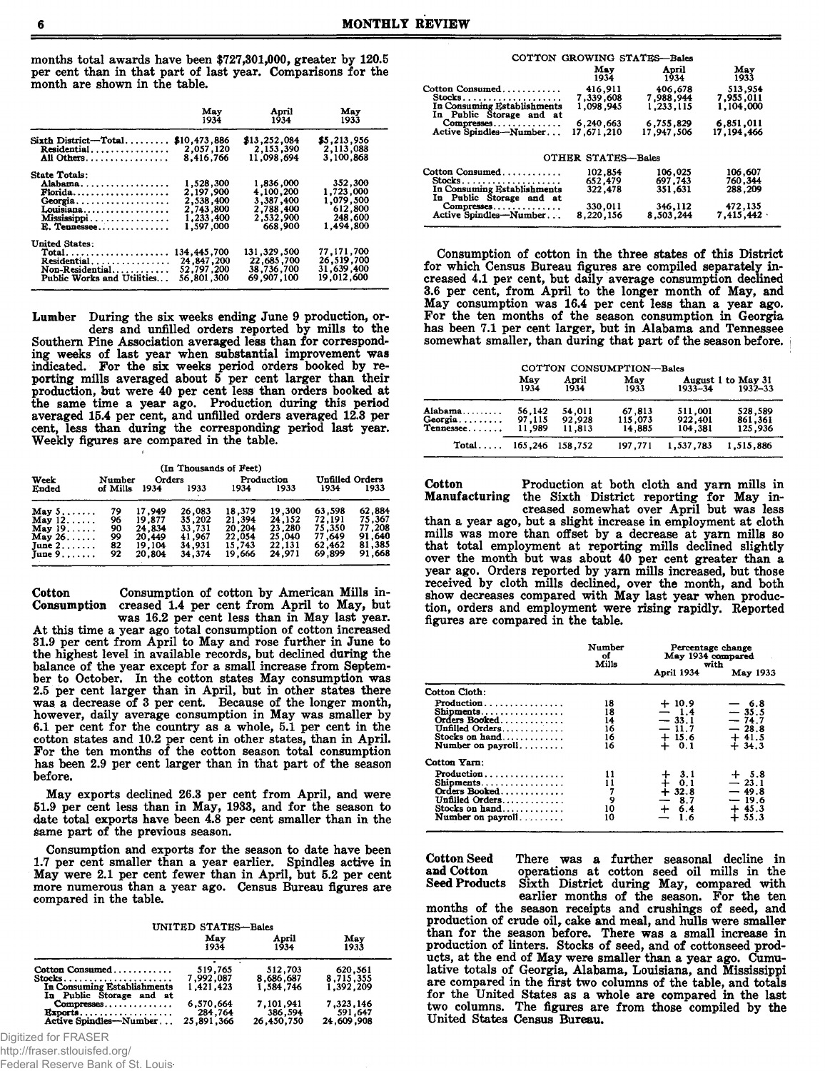months total awards have been $727,301,000, greater by 120.5 per cent than in that part of last year. Comparisons for the month are shown in the table.

| | May 1934 | April 1934 | May 1933 |
|---|---|---|---|
| Sixth District—Total | $10,473,886 | $13,252,084 | $5,213,956 |
| Residential | 2,057,120 | 2,153,390 | 2,113,088 |
| All Others | 8,416,766 | 11,098,694 | 3,100,868 |
| State Totals: | | | |
| Alabama | 1,528,300 | 1,836,000 | 352,300 |
| Florida | 2,197,900 | 4,100,200 | 1,723,000 |
| Georgia | 2,538,400 | 3,387,400 | 1,079,500 |
| Louisiana | 2,743,800 | 2,788,400 | 612,800 |
| Mississippi | 1,233,400 | 2,532,900 | 248,600 |
| E. Tennessee | 1,597,000 | 668,900 | 1,494,800 |
| United States: | | | |
| Total | 134,445,700 | 131,329,500 | 77,171,700 |
| Residential | 24,847,200 | 22,685,700 | 26,519,700 |
| Non-Residential | 52,797,200 | 38,736,700 | 31,639,400 |
| Public Works and Utilities | 56,801,300 | 69,907,100 | 19,012,600 |

**Lumber** During the six weeks ending June 9 production, orders and unfilled orders reported by mills to the Southern Pine Association averaged less than for corresponding weeks of last year when substantial improvement was indicated. For the six weeks period orders booked by reporting mills averaged about 5 per cent larger than their production, but were 40 per cent less than orders booked at the same time a year ago. Production during this period averaged 15.4 per cent, and unfilled orders averaged 12.3 per cent, less than during the corresponding period last year. Weekly figures are compared in the table.

(In Thousands of Feet)

| Week Ended | Number of Mills | Orders 1934 | Orders 1933 | Production 1934 | Production 1933 | Unfilled Orders 1934 | Unfilled Orders 1933 |
|---|---|---|---|---|---|---|---|
| May 5 | 79 | 17,949 | 26,083 | 18,379 | 19,300 | 63,598 | 62,884 |
| May 12 | 96 | 19,877 | 35,202 | 21,394 | 24,152 | 72,191 | 75,367 |
| May 19 | 90 | 24,834 | 33,731 | 20,204 | 23,280 | 75,350 | 77,208 |
| May 26 | 99 | 20,449 | 41,967 | 22,054 | 25,040 | 77,649 | 91,640 |
| June 2 | 82 | 19,104 | 34,931 | 15,743 | 22,131 | 62,462 | 81,385 |
| June 9 | 92 | 20,804 | 34,374 | 19,666 | 24,971 | 69,899 | 91,668 |

**Cotton Consumption** Consumption of cotton by American Mills increased 1.4 per cent from April to May, but was 16.2 per cent less than in May last year. At this time a year ago total consumption of cotton increased 31.9 per cent from April to May and rose further in June to the highest level in available records, but declined during the balance of the year except for a small increase from September to October. In the cotton states May consumption was 2.5 per cent larger than in April, but in other states there was a decrease of 3 per cent. Because of the longer month, however, daily average consumption in May was smaller by 6.1 per cent for the country as a whole, 5.1 per cent in the cotton states and 10.2 per cent in other states, than in April. For the ten months of the cotton season total consumption has been 2.9 per cent larger than in that part of the season before.

May exports declined 26.3 per cent from April, and were 51.9 per cent less than in May, 1933, and for the season to date total exports have been 4.8 per cent smaller than in the same part of the previous season.

Consumption and exports for the season to date have been 1.7 per cent smaller than a year earlier. Spindles active in May were 2.1 per cent fewer than in April, but 5.2 per cent more numerous than a year ago. Census Bureau figures are compared in the table.

UNITED STATES—Bales

| | May 1934 | April 1934 | May 1933 |
|---|---|---|---|
| Cotton Consumed | 519,765 | 512,703 | 620,561 |
| Stocks | 7,992,087 | 8,686,687 | 8,715,355 |
| In Consuming Establishments | 1,421,423 | 1,584,746 | 1,392,209 |
| In Public Storage and at Compresses | 6,570,664 | 7,101,941 | 7,323,146 |
| Exports | 284,764 | 386,594 | 591,647 |
| Active Spindles—Number | 25,891,366 | 26,450,750 | 24,609,908 |

COTTON GROWING STATES—Bales

| | May 1934 | April 1934 | May 1933 |
|---|---|---|---|
| Cotton Consumed | 416,911 | 406,678 | 513,954 |
| Stocks | 7,339,608 | 7,988,944 | 7,955,011 |
| In Consuming Establishments | 1,098,945 | 1,233,115 | 1,104,000 |
| In Public Storage and at Compresses | 6,240,663 | 6,755,829 | 6,851,011 |
| Active Spindles—Number | 17,671,210 | 17,947,506 | 17,194,466 |

OTHER STATES—Bales

| | May 1934 | April 1934 | May 1933 |
|---|---|---|---|
| Cotton Consumed | 102,854 | 106,025 | 106,607 |
| Stocks | 652,479 | 697,743 | 760,344 |
| In Consuming Establishments | 322,478 | 351,631 | 288,209 |
| In Public Storage and at Compresses | 330,011 | 346,112 | 472,135 |
| Active Spindles—Number | 8,220,156 | 8,503,244 | 7,415,442 |

Consumption of cotton in the three states of this District for which Census Bureau figures are compiled separately increased 4.1 per cent, but daily average consumption declined 3.6 per cent, from April to the longer month of May, and May consumption was 16.4 per cent less than a year ago. For the ten months of the season consumption in Georgia has been 7.1 per cent larger, but in Alabama and Tennessee somewhat smaller, than during that part of the season before.

COTTON CONSUMPTION—Bales

| | May 1934 | April 1934 | May 1933 | August 1 to May 31 1933–34 | August 1 to May 31 1932–33 |
|---|---|---|---|---|---|
| Alabama | 56,142 | 54,011 | 67,813 | 511,001 | 528,589 |
| Georgia | 97,115 | 92,928 | 115,073 | 922,401 | 861,361 |
| Tennessee | 11,989 | 11,813 | 14,885 | 104,381 | 125,936 |
| Total | 165,246 | 158,752 | 197,771 | 1,537,783 | 1,515,886 |

**Cotton Manufacturing** Production at both cloth and yarn mills in the Sixth District reporting for May increased somewhat over April but was less than a year ago, but a slight increase in employment at cloth mills was more than offset by a decrease at yarn mills so that total employment at reporting mills declined slightly over the month but was about 40 per cent greater than a year ago. Orders reported by yarn mills increased, but those received by cloth mills declined, over the month, and both show decreases compared with May last year when production, orders and employment were rising rapidly. Reported figures are compared in the table.

| | Number of Mills | Percentage change May 1934 compared with April 1934 | May 1933 |
|---|---|---|---|
| Cotton Cloth: | | | |
| Production | 18 | + 10.9 | − 6.8 |
| Shipments | 18 | − 1.4 | − 35.5 |
| Orders Booked | 14 | − 33.1 | − 74.7 |
| Unfilled Orders | 16 | − 11.7 | − 28.8 |
| Stocks on hand | 16 | + 15.6 | + 41.5 |
| Number on payroll | 16 | + 0.1 | + 34.3 |
| Cotton Yarn: | | | |
| Production | 11 | + 3.1 | + 5.8 |
| Shipments | 11 | + 0.1 | − 23.1 |
| Orders Booked | 7 | + 32.8 | − 49.8 |
| Unfilled Orders | 9 | − 8.7 | − 19.6 |
| Stocks on hand | 10 | + 6.4 | + 45.3 |
| Number on payroll | 10 | − 1.6 | + 55.3 |

**Cotton Seed and Cotton Seed Products** There was a further seasonal decline in operations at cotton seed oil mills in the Sixth District during May, compared with earlier months of the season. For the ten months of the season receipts and crushings of seed, and production of crude oil, cake and meal, and hulls were smaller than for the season before. There was a small increase in production of linters. Stocks of seed, and of cottonseed products, at the end of May were smaller than a year ago. Cumulative totals of Georgia, Alabama, Louisiana, and Mississippi are compared in the first two columns of the table, and totals for the United States as a whole are compared in the last two columns. The figures are from those compiled by the United States Census Bureau.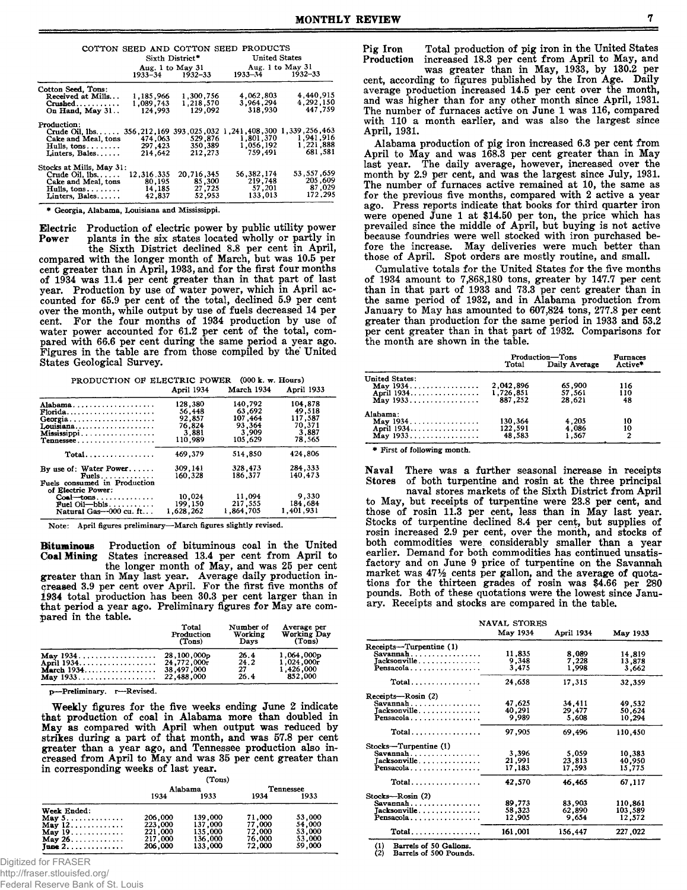### COTTON SEED AND COTTON SEED PRODUCTS

| | Sixth District* | | United States | |
|---|---|---|---|---|
| | Aug. 1 to May 31 | | Aug. 1 to May 31 | |
| | 1933–34 | 1932–33 | 1933–34 | 1932–33 |
| Cotton Seed, Tons: | | | | |
| Received at Mills... | 1,185,966 | 1,300,756 | 4,062,803 | 4,440,915 |
| Crushed.......... | 1,089,743 | 1,218,570 | 3,964,294 | 4,292,150 |
| On Hand, May 31.. | 124,993 | 129,092 | 318,930 | 447,759 |
| Production: | | | | |
| Crude Oil, lbs...... | 356,212,169 | 393,025,032 | 1,241,408,300 | 1,339,256,463 |
| Cake and Meal, tons | 474,063 | 529,876 | 1,801,370 | 1,941,916 |
| Hulls, tons........ | 297,423 | 350,389 | 1,056,192 | 1,221,888 |
| Linters, Bales...... | 214,642 | 212,273 | 759,491 | 681,581 |
| Stocks at Mills, May 31: | | | | |
| Crude Oil, lbs...... | 12,316,335 | 20,716,345 | 56,382,174 | 53,557,659 |
| Cake and Meal, tons | 80,195 | 85,300 | 219,748 | 205,609 |
| Hulls, tons........ | 14,185 | 27,725 | 57,201 | 87,029 |
| Linters, Bales...... | 42,837 | 52,953 | 133,013 | 172,295 |

\* Georgia, Alabama, Louisiana and Mississippi.

**Electric Power** Production of electric power by public utility power plants in the six states located wholly or partly in the Sixth District declined 8.8 per cent in April, compared with the longer month of March, but was 10.5 per cent greater than in April, 1933, and for the first four months of 1934 was 11.4 per cent greater than in that part of last year. Production by use of water power, which in April accounted for 65.9 per cent of the total, declined 5.9 per cent over the month, while output by use of fuels decreased 14 per cent. For the four months of 1934 production by use of water power accounted for 61.2 per cent of the total, compared with 66.6 per cent during the same period a year ago. Figures in the table are from those compiled by the United States Geological Survey.

### PRODUCTION OF ELECTRIC POWER (000 k. w. Hours)

| | April 1934 | March 1934 | April 1933 |
|---|---|---|---|
| Alabama.................... | 128,380 | 140,792 | 104,878 |
| Florida...................... | 56,448 | 63,692 | 49,518 |
| Georgia...................... | 92,857 | 107,464 | 117,587 |
| Louisiana.................... | 76,824 | 93,364 | 70,371 |
| Mississippi.................. | 3,881 | 3,909 | 3,887 |
| Tennessee................... | 110,989 | 105,629 | 78,565 |
| Total................. | 469,379 | 514,850 | 424,806 |
| By use of: Water Power...... | 309,141 | 328,473 | 284,333 |
| Fuels............. | 160,328 | 186,377 | 140,473 |
| Fuels consumed in Production of Electric Power: | | | |
| Coal—tons............ | 10,024 | 11,094 | 9,330 |
| Fuel Oil—bbls.......... | 199,150 | 217,555 | 184,684 |
| Natural Gas—000 cu. ft... | 1,628,262 | 1,864,705 | 1,401,931 |

Note: April figures preliminary—March figures slightly revised.

**Bituminous Coal Mining** Production of bituminous coal in the United States increased 13.4 per cent from April to the longer month of May, and was 25 per cent greater than in May last year. Average daily production increased 3.9 per cent over April. For the first five months of 1934 total production has been 30.3 per cent larger than in that period a year ago. Preliminary figures for May are compared in the table.

| | Total Production (Tons) | Number of Working Days | Average per Working Day (Tons) |
|---|---|---|---|
| May 1934.................. | 28,100,000p | 26.4 | 1,064,000p |
| April 1934................. | 24,772,000r | 24.2 | 1,024,000r |
| March 1934................ | 38,497,000 | 27 | 1,426,000 |
| May 1933.................. | 22,488,000 | 26.4 | 852,000 |

p—Preliminary. r—Revised.

Weekly figures for the five weeks ending June 2 indicate that production of coal in Alabama more than doubled in May as compared with April when output was reduced by strikes during a part of that month, and was 57.8 per cent greater than a year ago, and Tennessee production also increased from April to May and was 35 per cent greater than in corresponding weeks of last year.

(Tons)

| | Alabama | | Tennessee | |
|---|---|---|---|---|
| | 1934 | 1933 | 1934 | 1933 |
| Week Ended: | | | | |
| May 5............. | 206,000 | 139,000 | 71,000 | 53,000 |
| May 12............ | 223,000 | 137,000 | 77,000 | 54,000 |
| May 19............ | 221,000 | 135,000 | 72,000 | 53,000 |
| May 26............ | 217,000 | 136,000 | 76,000 | 53,000 |
| June 2............. | 206,000 | 133,000 | 72,000 | 59,000 |

**Pig Iron Production** Total production of pig iron in the United States increased 18.3 per cent from April to May, and was greater than in May, 1933, by 130.2 per cent, according to figures published by the Iron Age. Daily average production increased 14.5 per cent over the month, and was higher than for any other month since April, 1931. The number of furnaces active on June 1 was 116, compared with 110 a month earlier, and was also the largest since April, 1931.

Alabama production of pig iron increased 6.3 per cent from April to May and was 168.3 per cent greater than in May last year. The daily average, however, increased over the month by 2.9 per cent, and was the largest since July, 1931. The number of furnaces active remained at 10, the same as for the previous five months, compared with 2 active a year ago. Press reports indicate that books for third quarter iron were opened June 1 at $14.50 per ton, the price which has prevailed since the middle of April, but buying is not active because foundries were well stocked with iron purchased before the increase. May deliveries were much better than those of April. Spot orders are mostly routine, and small.

Cumulative totals for the United States for the five months of 1934 amount to 7,868,180 tons, greater by 147.7 per cent than in that part of 1933 and 73.3 per cent greater than in the same period of 1932, and in Alabama production from January to May has amounted to 607,824 tons, 277.8 per cent greater than production for the same period in 1933 and 53.2 per cent greater than in that part of 1932. Comparisons for the month are shown in the table.

| | Production—Tons | | Furnaces |
|---|---|---|---|
| | Total | Daily Average | Active* |
| United States: | | | |
| May 1934................. | 2,042,896 | 65,900 | 116 |
| April 1934................ | 1,726,851 | 57,561 | 110 |
| May 1933................. | 887,252 | 28,621 | 48 |
| Alabama: | | | |
| May 1934................. | 130,364 | 4,205 | 10 |
| April 1934................ | 122,591 | 4,086 | 10 |
| May 1933................. | 48,583 | 1,567 | 2 |

\* First of following month.

**Naval Stores** There was a further seasonal increase in receipts of both turpentine and rosin at the three principal naval stores markets of the Sixth District from April to May, but receipts of turpentine were 23.8 per cent, and those of rosin 11.3 per cent, less than in May last year. Stocks of turpentine declined 8.4 per cent, but supplies of rosin increased 2.9 per cent, over the month, and stocks of both commodities were considerably smaller than a year earlier. Demand for both commodities has continued unsatisfactory and on June 9 price of turpentine on the Savannah market was 47½ cents per gallon, and the average of quotations for the thirteen grades of rosin was $4.66 per 280 pounds. Both of these quotations were the lowest since January. Receipts and stocks are compared in the table.

### NAVAL STORES

| | May 1934 | April 1934 | May 1933 |
|---|---|---|---|
| Receipts—Turpentine (1) | | | |
| Savannah................ | 11,835 | 8,089 | 14,819 |
| Jacksonville.............. | 9,348 | 7,228 | 13,878 |
| Pensacola................ | 3,475 | 1,998 | 3,662 |
| Total................ | 24,658 | 17,315 | 32,359 |
| Receipts—Rosin (2) | | | |
| Savannah................ | 47,625 | 34,411 | 49,532 |
| Jacksonville.............. | 40,291 | 29,477 | 50,624 |
| Pensacola................ | 9,989 | 5,608 | 10,294 |
| Total................ | 97,905 | 69,496 | 110,450 |
| Stocks—Turpentine (1) | | | |
| Savannah................ | 3,396 | 5,059 | 10,383 |
| Jacksonville.............. | 21,991 | 23,813 | 40,950 |
| Pensacola................ | 17,183 | 17,593 | 15,775 |
| Total................ | 42,570 | 46,465 | 67,117 |
| Stocks—Rosin (2) | | | |
| Savannah................ | 89,773 | 83,903 | 110,861 |
| Jacksonville.............. | 58,323 | 62,890 | 103,589 |
| Pensacola................ | 12,905 | 9,654 | 12,572 |
| Total................ | 161,001 | 156,447 | 227,022 |

(1) Barrels of 50 Gallons.
(2) Barrels of 500 Pounds.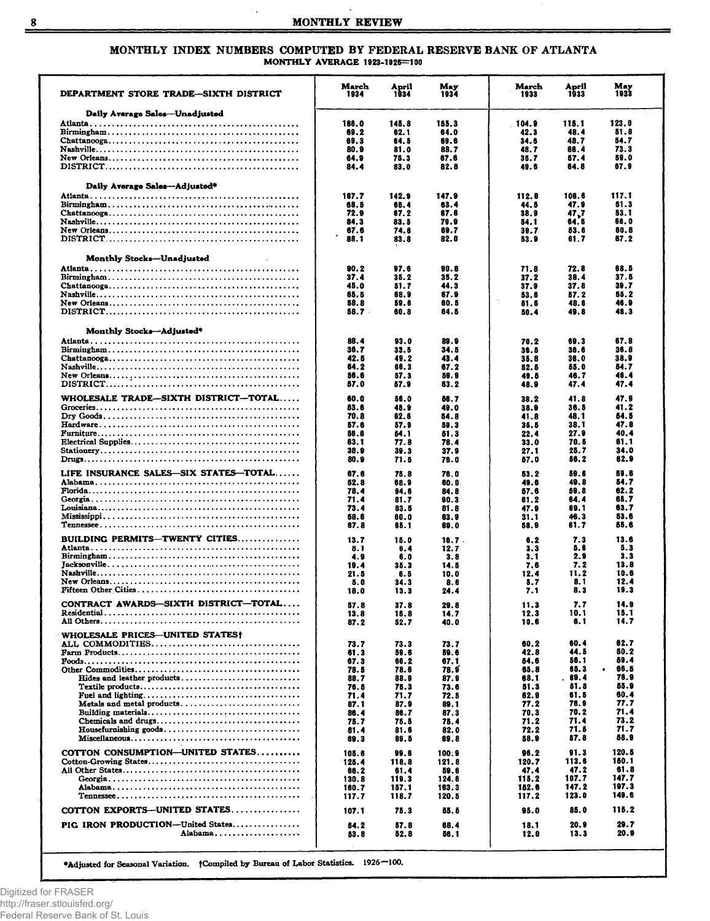## MONTHLY INDEX NUMBERS COMPUTED BY FEDERAL RESERVE BANK OF ATLANTA

**MONTHLY AVERAGE 1923-1925=100**

| DEPARTMENT STORE TRADE—SIXTH DISTRICT | March 1934 | April 1934 | May 1934 | March 1933 | April 1933 | May 1933 |
|---|---|---|---|---|---|---|
| **Daily Average Sales—Unadjusted** | | | | | | |
| Atlanta | 166.0 | 145.8 | 155.3 | 104.9 | 115.1 | 123.0 |
| Birmingham | 69.2 | 62.1 | 64.0 | 42.3 | 48.4 | 51.8 |
| Chattanooga | 69.3 | 64.5 | 69.6 | 34.6 | 48.7 | 54.7 |
| Nashville | 80.9 | 81.0 | 88.7 | 48.7 | 66.4 | 73.3 |
| New Orleans | 64.9 | 75.3 | 67.6 | 35.7 | 57.4 | 59.0 |
| DISTRICT | 84.4 | 83.0 | 82.8 | 49.6 | 64.8 | 67.9 |
| **Daily Average Sales—Adjusted*** | | | | | | |
| Atlanta | 167.7 | 142.9 | 147.9 | 112.8 | 106.6 | 117.1 |
| Birmingham | 68.5 | 65.4 | 63.4 | 44.5 | 47.9 | 51.3 |
| Chattanooga | 72.9 | 67.2 | 67.6 | 38.9 | 47.7 | 53.1 |
| Nashville | 84.3 | 83.5 | 79.9 | 54.1 | 64.5 | 66.0 |
| New Orleans | 67.6 | 74.6 | 69.7 | 39.7 | 53.6 | 60.8 |
| DISTRICT | 88.1 | 83.8 | 82.0 | 53.9 | 61.7 | 67.2 |
| **Monthly Stocks—Unadjusted** | | | | | | |
| Atlanta | 90.2 | 97.6 | 90.8 | 71.8 | 72.8 | 68.5 |
| Birmingham | 37.4 | 35.2 | 35.2 | 37.2 | 38.4 | 37.5 |
| Chattanooga | 45.0 | 51.7 | 44.3 | 37.9 | 37.8 | 39.7 |
| Nashville | 65.5 | 68.9 | 67.9 | 53.6 | 57.2 | 55.2 |
| New Orleans | 58.8 | 59.6 | 60.5 | 51.5 | 48.6 | 46.9 |
| DISTRICT | 58.7 | 60.8 | 64.5 | 50.4 | 49.8 | 48.3 |
| **Monthly Stocks—Adjusted*** | | | | | | |
| Atlanta | 88.4 | 93.0 | 89.9 | 70.2 | 69.3 | 67.8 |
| Birmingham | 36.7 | 33.5 | 34.5 | 36.5 | 36.6 | 36.8 |
| Chattanooga | 42.5 | 49.2 | 43.4 | 35.8 | 36.0 | 38.9 |
| Nashville | 64.2 | 66.3 | 67.2 | 52.5 | 55.0 | 54.7 |
| New Orleans | 56.6 | 57.3 | 59.9 | 49.5 | 46.7 | 46.4 |
| DISTRICT | 57.0 | 57.9 | 63.2 | 48.9 | 47.4 | 47.4 |
| **WHOLESALE TRADE—SIXTH DISTRICT—TOTAL** | 60.0 | 56.0 | 56.7 | 38.2 | 41.8 | 47.9 |
| Groceries | 53.6 | 45.9 | 49.0 | 38.9 | 36.5 | 41.2 |
| Dry Goods | 70.8 | 62.6 | 54.8 | 41.8 | 48.1 | 54.5 |
| Hardware | 57.6 | 57.9 | 59.3 | 35.5 | 38.1 | 47.8 |
| Furniture | 56.6 | 54.1 | 51.3 | 22.4 | 27.9 | 40.4 |
| Electrical Supplies | 63.1 | 77.8 | 78.4 | 33.0 | 70.5 | 61.1 |
| Stationery | 38.9 | 39.3 | 37.9 | 27.1 | 25.7 | 34.0 |
| Drugs | 80.9 | 71.5 | 75.0 | 57.0 | 56.2 | 62.9 |
| **LIFE INSURANCE SALES—SIX STATES—TOTAL** | 67.6 | 75.8 | 76.0 | 53.2 | 59.6 | 59.6 |
| Alabama | 52.8 | 68.9 | 60.8 | 49.6 | 49.8 | 54.7 |
| Florida | 78.4 | 94.6 | 84.8 | 57.6 | 59.8 | 62.2 |
| Georgia | 71.4 | 81.7 | 90.3 | 61.2 | 64.4 | 65.7 |
| Louisiana | 73.4 | 83.5 | 81.8 | 47.9 | 69.1 | 63.7 |
| Mississippi | 58.6 | 60.0 | 63.9 | 31.1 | 46.3 | 53.6 |
| Tennessee | 67.8 | 65.1 | 69.0 | 58.9 | 61.7 | 55.6 |
| **BUILDING PERMITS—TWENTY CITIES** | 13.7 | 15.0 | 16.7 | 6.2 | 7.3 | 13.6 |
| Atlanta | 8.1 | 6.4 | 12.7 | 3.3 | 5.6 | 5.3 |
| Birmingham | 4.9 | 6.0 | 3.8 | 3.1 | 2.9 | 3.3 |
| Jacksonville | 19.4 | 35.3 | 14.5 | 7.6 | 7.2 | 13.8 |
| Nashville | 21.5 | 6.5 | 10.0 | 12.4 | 11.2 | 10.6 |
| New Orleans | 5.0 | 34.3 | 8.6 | 5.7 | 8.1 | 12.4 |
| Fifteen Other Cities | 18.0 | 13.3 | 24.4 | 7.1 | 8.3 | 19.3 |
| **CONTRACT AWARDS—SIXTH DISTRICT—TOTAL** | 57.8 | 37.8 | 29.8 | 11.3 | 7.7 | 14.9 |
| Residential | 13.8 | 15.8 | 14.7 | 12.3 | 10.1 | 15.1 |
| All Others | 87.2 | 52.7 | 40.0 | 10.6 | 6.1 | 14.7 |
| **WHOLESALE PRICES—UNITED STATES†** | | | | | | |
| ALL COMMODITIES | 73.7 | 73.3 | 73.7 | 60.2 | 60.4 | 62.7 |
| Farm Products | 61.3 | 59.6 | 59.6 | 42.8 | 44.5 | 50.2 |
| Foods | 67.3 | 66.2 | 67.1 | 54.6 | 56.1 | 59.4 |
| Other Commodities | 78.5 | 78.6 | 78.9 | 65.8 | 65.3 | 66.5 |
| Hides and leather products | 88.7 | 88.9 | 87.9 | 68.1 | 69.4 | 78.9 |
| Textile products | 76.5 | 75.3 | 73.6 | 51.3 | 51.8 | 55.9 |
| Fuel and lighting | 71.4 | 71.7 | 72.5 | 62.9 | 61.5 | 60.4 |
| Metals and metal products | 87.1 | 87.9 | 89.1 | 77.2 | 76.9 | 77.7 |
| Building materials | 86.4 | 86.7 | 87.3 | 70.3 | 70.2 | 71.4 |
| Chemicals and drugs | 75.7 | 75.5 | 75.4 | 71.2 | 71.4 | 73.2 |
| Housefurnishing goods | 81.4 | 81.6 | 82.0 | 72.2 | 71.5 | 71.7 |
| Miscellaneous | 69.3 | 69.5 | 69.8 | 58.9 | 57.8 | 58.9 |
| **COTTON CONSUMPTION—UNITED STATES** | 105.6 | 99.6 | 100.9 | 96.2 | 91.3 | 120.5 |
| Cotton-Growing States | 125.4 | 118.8 | 121.8 | 120.7 | 113.6 | 150.1 |
| All Other States | 66.2 | 61.4 | 59.6 | 47.4 | 47.2 | 61.8 |
| Georgia | 130.8 | 119.3 | 124.6 | 115.2 | 107.7 | 147.7 |
| Alabama | 160.7 | 157.1 | 163.3 | 152.6 | 147.2 | 197.3 |
| Tennessee | 117.7 | 118.7 | 120.5 | 117.2 | 123.0 | 149.6 |
| **COTTON EXPORTS—UNITED STATES** | 107.1 | 75.3 | 55.5 | 95.0 | 85.0 | 115.2 |
| **PIG IRON PRODUCTION**—United States | 54.2 | 57.8 | 68.4 | 18.1 | 20.9 | 29.7 |
| Alabama | 53.8 | 52.8 | 56.1 | 12.0 | 13.3 | 20.9 |

*Adjusted for Seasonal Variation. †Compiled by Bureau of Labor Statistics. 1926—100.